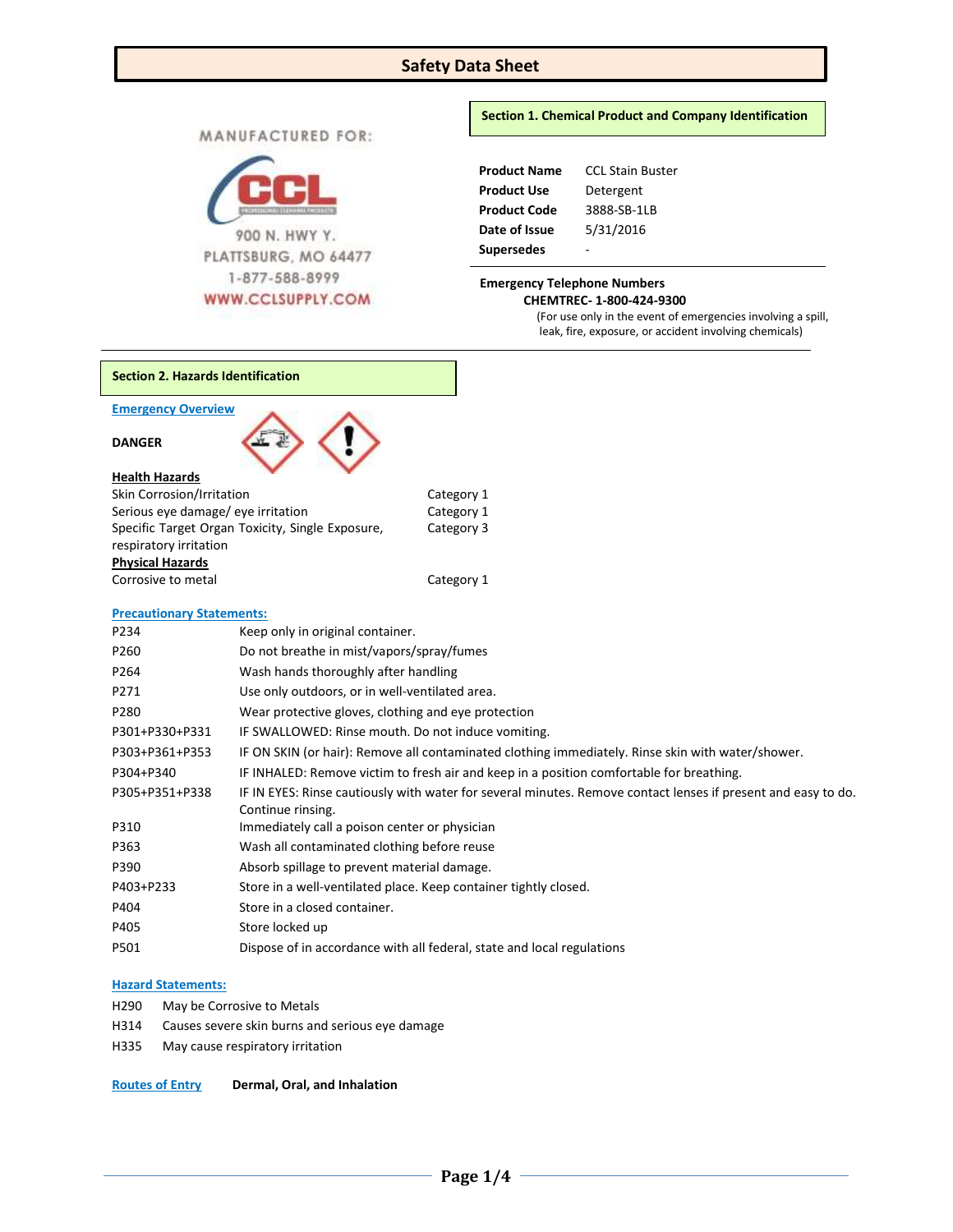# Safety Data Sheet

MANUFACTURED FOR:

CCL

900 N. HWY Y.
PLATTSBURG, MO 64477
1-877-588-8999
WWW.CCLSUPPLY.COM

## Section 1. Chemical Product and Company Identification

| | |
|---|---|
| **Product Name** | CCL Stain Buster |
| **Product Use** | Detergent |
| **Product Code** | 3888-SB-1LB |
| **Date of Issue** | 5/31/2016 |
| **Supersedes** | - |

**Emergency Telephone Numbers**

**CHEMTREC- 1-800-424-9300**

(For use only in the event of emergencies involving a spill, leak, fire, exposure, or accident involving chemicals)

## Section 2. Hazards Identification

### Emergency Overview

**DANGER**

**Health Hazards**

| | |
|---|---|
| Skin Corrosion/Irritation | Category 1 |
| Serious eye damage/ eye irritation | Category 1 |
| Specific Target Organ Toxicity, Single Exposure, respiratory irritation | Category 3 |

**Physical Hazards**

| | |
|---|---|
| Corrosive to metal | Category 1 |

### Precautionary Statements:

| | |
|---|---|
| P234 | Keep only in original container. |
| P260 | Do not breathe in mist/vapors/spray/fumes |
| P264 | Wash hands thoroughly after handling |
| P271 | Use only outdoors, or in well-ventilated area. |
| P280 | Wear protective gloves, clothing and eye protection |
| P301+P330+P331 | IF SWALLOWED: Rinse mouth. Do not induce vomiting. |
| P303+P361+P353 | IF ON SKIN (or hair): Remove all contaminated clothing immediately. Rinse skin with water/shower. |
| P304+P340 | IF INHALED: Remove victim to fresh air and keep in a position comfortable for breathing. |
| P305+P351+P338 | IF IN EYES: Rinse cautiously with water for several minutes. Remove contact lenses if present and easy to do. Continue rinsing. |
| P310 | Immediately call a poison center or physician |
| P363 | Wash all contaminated clothing before reuse |
| P390 | Absorb spillage to prevent material damage. |
| P403+P233 | Store in a well-ventilated place. Keep container tightly closed. |
| P404 | Store in a closed container. |
| P405 | Store locked up |
| P501 | Dispose of in accordance with all federal, state and local regulations |

### Hazard Statements:

| | |
|---|---|
| H290 | May be Corrosive to Metals |
| H314 | Causes severe skin burns and serious eye damage |
| H335 | May cause respiratory irritation |

**Routes of Entry** **Dermal, Oral, and Inhalation**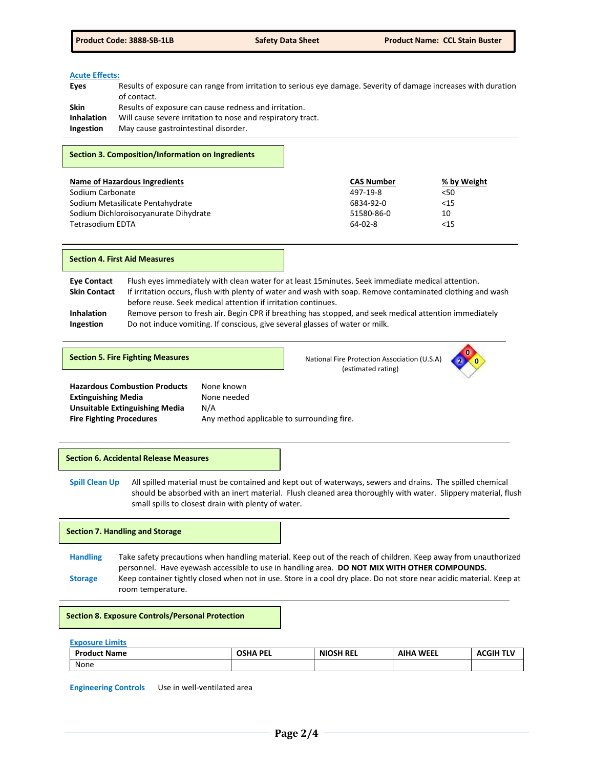**Acute Effects:**

**Eyes** Results of exposure can range from irritation to serious eye damage. Severity of damage increases with duration of contact.

**Skin** Results of exposure can cause redness and irritation.

**Inhalation** Will cause severe irritation to nose and respiratory tract.

**Ingestion** May cause gastrointestinal disorder.

## Section 3. Composition/Information on Ingredients

| Name of Hazardous Ingredients | CAS Number | % by Weight |
|---|---|---|
| Sodium Carbonate | 497-19-8 | <50 |
| Sodium Metasilicate Pentahydrate | 6834-92-0 | <15 |
| Sodium Dichloroisocyanurate Dihydrate | 51580-86-0 | 10 |
| Tetrasodium EDTA | 64-02-8 | <15 |

## Section 4. First Aid Measures

**Eye Contact** Flush eyes immediately with clean water for at least 15minutes. Seek immediate medical attention.

**Skin Contact** If irritation occurs, flush with plenty of water and wash with soap. Remove contaminated clothing and wash before reuse. Seek medical attention if irritation continues.

**Inhalation** Remove person to fresh air. Begin CPR if breathing has stopped, and seek medical attention immediately

**Ingestion** Do not induce vomiting. If conscious, give several glasses of water or milk.

## Section 5. Fire Fighting Measures

National Fire Protection Association (U.S.A) (estimated rating)

Flammability: 0, Health: 2, Reactivity: 0

**Hazardous Combustion Products** None known

**Extinguishing Media** None needed

**Unsuitable Extinguishing Media** N/A

**Fire Fighting Procedures** Any method applicable to surrounding fire.

## Section 6. Accidental Release Measures

**Spill Clean Up** All spilled material must be contained and kept out of waterways, sewers and drains. The spilled chemical should be absorbed with an inert material. Flush cleaned area thoroughly with water. Slippery material, flush small spills to closest drain with plenty of water.

## Section 7. Handling and Storage

**Handling** Take safety precautions when handling material. Keep out of the reach of children. Keep away from unauthorized personnel. Have eyewash accessible to use in handling area. **DO NOT MIX WITH OTHER COMPOUNDS.**

**Storage** Keep container tightly closed when not in use. Store in a cool dry place. Do not store near acidic material. Keep at room temperature.

## Section 8. Exposure Controls/Personal Protection

**Exposure Limits**

| Product Name | OSHA PEL | NIOSH REL | AIHA WEEL | ACGIH TLV |
|---|---|---|---|---|
| None | | | | |

**Engineering Controls** Use in well-ventilated area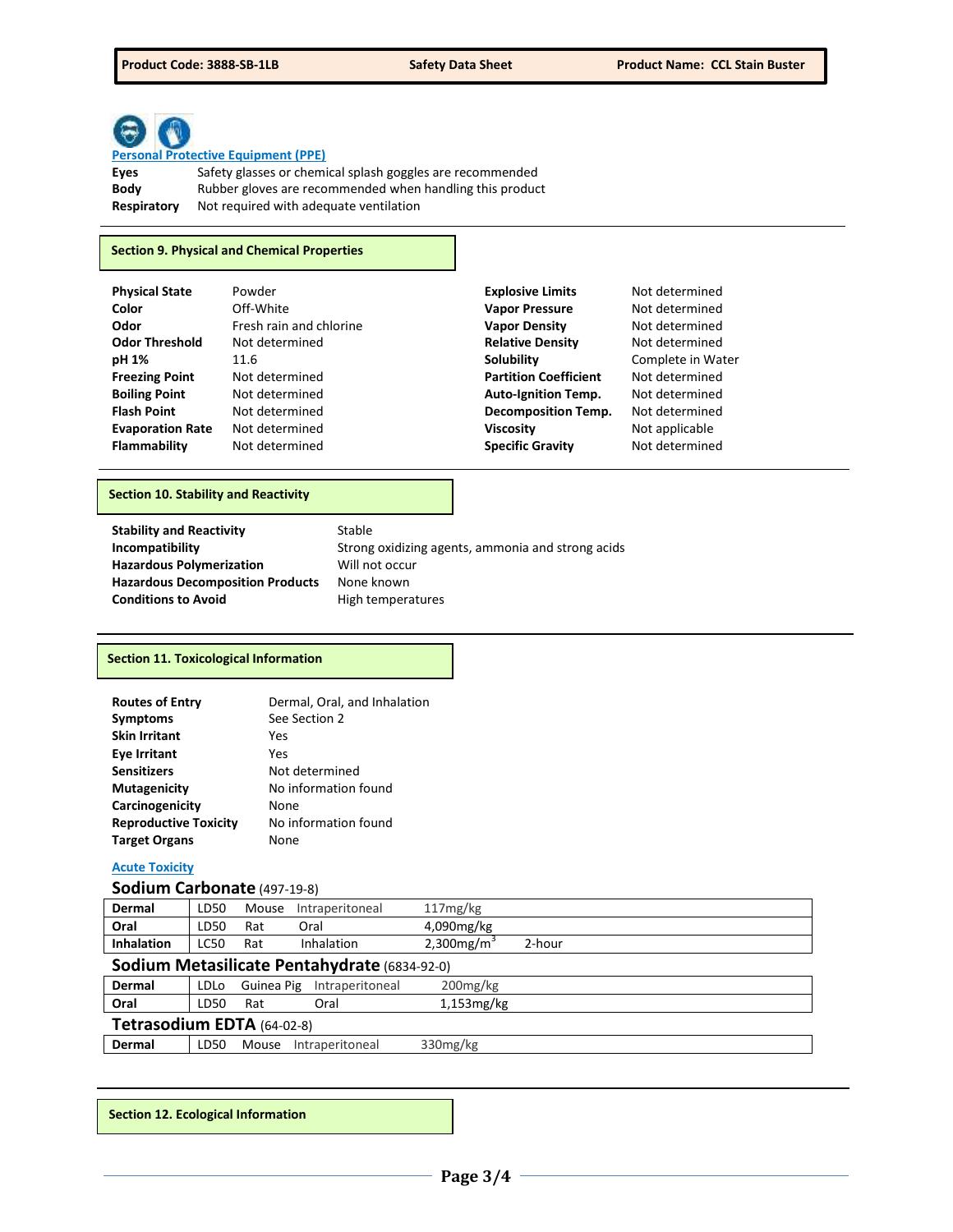[Personal Protective Equipment (PPE)]

| | |
|---|---|
| **Eyes** | Safety glasses or chemical splash goggles are recommended |
| **Body** | Rubber gloves are recommended when handling this product |
| **Respiratory** | Not required with adequate ventilation |

## Section 9. Physical and Chemical Properties

| | | | |
|---|---|---|---|
| **Physical State** | Powder | **Explosive Limits** | Not determined |
| **Color** | Off-White | **Vapor Pressure** | Not determined |
| **Odor** | Fresh rain and chlorine | **Vapor Density** | Not determined |
| **Odor Threshold** | Not determined | **Relative Density** | Not determined |
| **pH 1%** | 11.6 | **Solubility** | Complete in Water |
| **Freezing Point** | Not determined | **Partition Coefficient** | Not determined |
| **Boiling Point** | Not determined | **Auto-Ignition Temp.** | Not determined |
| **Flash Point** | Not determined | **Decomposition Temp.** | Not determined |
| **Evaporation Rate** | Not determined | **Viscosity** | Not applicable |
| **Flammability** | Not determined | **Specific Gravity** | Not determined |

## Section 10. Stability and Reactivity

| | |
|---|---|
| **Stability and Reactivity** | Stable |
| **Incompatibility** | Strong oxidizing agents, ammonia and strong acids |
| **Hazardous Polymerization** | Will not occur |
| **Hazardous Decomposition Products** | None known |
| **Conditions to Avoid** | High temperatures |

## Section 11. Toxicological Information

| | |
|---|---|
| **Routes of Entry** | Dermal, Oral, and Inhalation |
| **Symptoms** | See Section 2 |
| **Skin Irritant** | Yes |
| **Eye Irritant** | Yes |
| **Sensitizers** | Not determined |
| **Mutagenicity** | No information found |
| **Carcinogenicity** | None |
| **Reproductive Toxicity** | No information found |
| **Target Organs** | None |

[Acute Toxicity]

### Sodium Carbonate (497-19-8)

| | | | | | |
|---|---|---|---|---|---|
| **Dermal** | LD50 | Mouse | Intraperitoneal | 117mg/kg | |
| **Oral** | LD50 | Rat | Oral | 4,090mg/kg | |
| **Inhalation** | LC50 | Rat | Inhalation | 2,300mg/m$^3$ | 2-hour |

### Sodium Metasilicate Pentahydrate (6834-92-0)

| | | | | |
|---|---|---|---|---|
| **Dermal** | LDLo | Guinea Pig | Intraperitoneal | 200mg/kg |
| **Oral** | LD50 | Rat | Oral | 1,153mg/kg |

### Tetrasodium EDTA (64-02-8)

| | | | | |
|---|---|---|---|---|
| **Dermal** | LD50 | Mouse | Intraperitoneal | 330mg/kg |

## Section 12. Ecological Information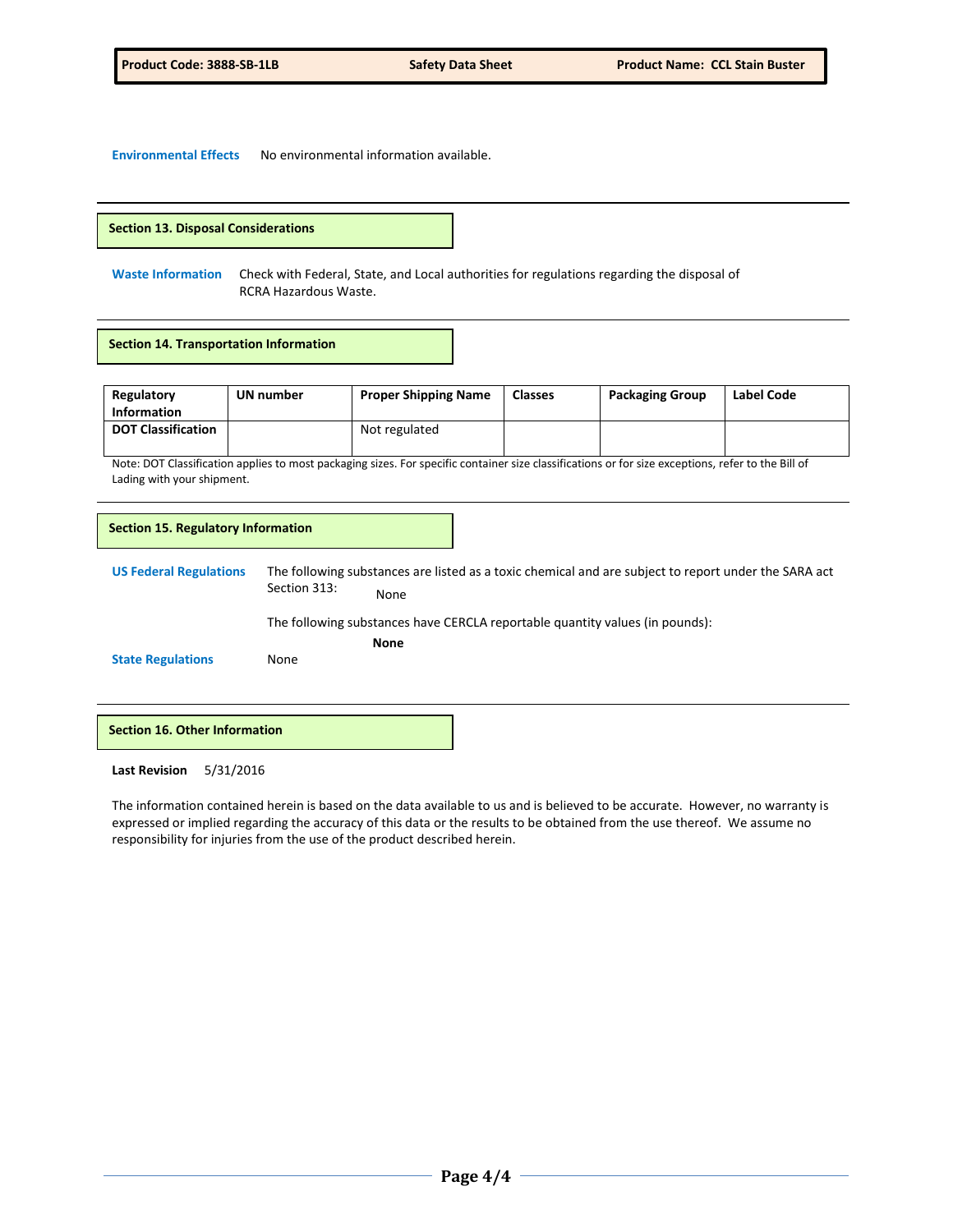**Environmental Effects** No environmental information available.

## Section 13. Disposal Considerations

**Waste Information** Check with Federal, State, and Local authorities for regulations regarding the disposal of RCRA Hazardous Waste.

## Section 14. Transportation Information

| Regulatory Information | UN number | Proper Shipping Name | Classes | Packaging Group | Label Code |
|---|---|---|---|---|---|
| DOT Classification | | Not regulated | | | |

Note: DOT Classification applies to most packaging sizes. For specific container size classifications or for size exceptions, refer to the Bill of Lading with your shipment.

## Section 15. Regulatory Information

**US Federal Regulations** The following substances are listed as a toxic chemical and are subject to report under the SARA act Section 313: None

The following substances have CERCLA reportable quantity values (in pounds):

**None**

**State Regulations** None

## Section 16. Other Information

**Last Revision** 5/31/2016

The information contained herein is based on the data available to us and is believed to be accurate. However, no warranty is expressed or implied regarding the accuracy of this data or the results to be obtained from the use thereof. We assume no responsibility for injuries from the use of the product described herein.